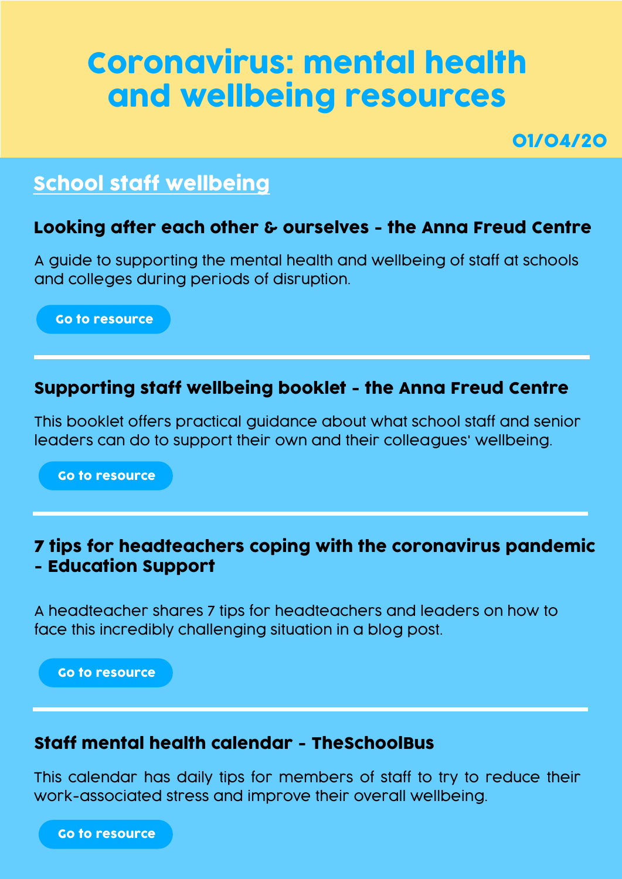# Coronavirus: mental health and wellbeing resources

01/04/20

## School staff wellbeing

### Looking after each other & ourselves - the Anna Freud Centre

A guide to supporting the mental health and wellbeing of staff at schools and colleges during periods of disruption.

Go to resource

---

### Supporting staff wellbeing booklet - the Anna Freud Centre

This booklet offers practical guidance about what school staff and senior leaders can do to support their own and their colleagues' wellbeing.

Go to resource

---

### 7 tips for headteachers coping with the coronavirus pandemic - Education Support

A headteacher shares 7 tips for headteachers and leaders on how to face this incredibly challenging situation in a blog post.

Go to resource

---

### Staff mental health calendar - TheSchoolBus

This calendar has daily tips for members of staff to try to reduce their work-associated stress and improve their overall wellbeing.

Go to resource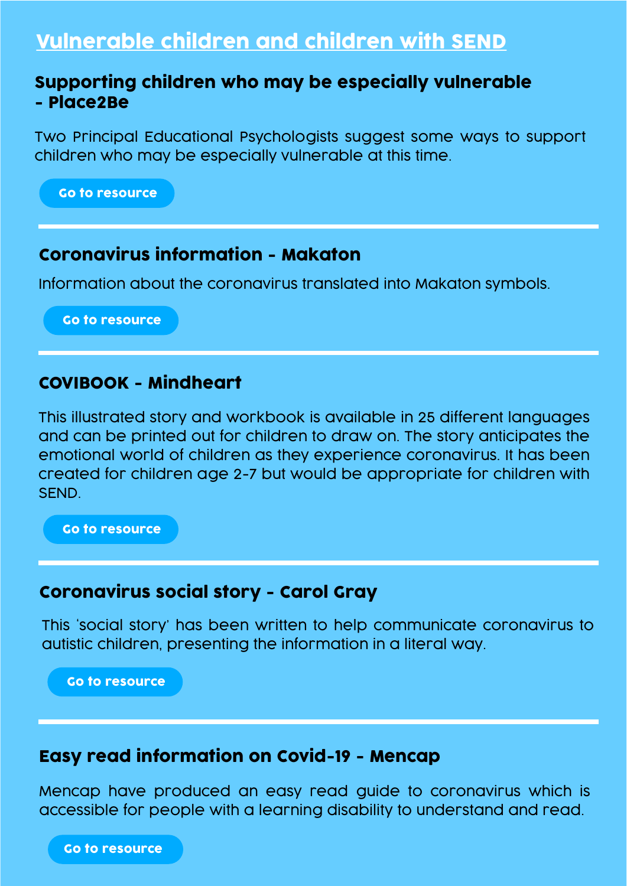## Vulnerable children and children with SEND

### Supporting children who may be especially vulnerable - Place2Be

Two Principal Educational Psychologists suggest some ways to support children who may be especially vulnerable at this time.

Go to resource

---

### Coronavirus information - Makaton

Information about the coronavirus translated into Makaton symbols.

Go to resource

---

### COVIBOOK - Mindheart

This illustrated story and workbook is available in 25 different languages and can be printed out for children to draw on. The story anticipates the emotional world of children as they experience coronavirus. It has been created for children age 2-7 but would be appropriate for children with SEND.

Go to resource

---

### Coronavirus social story - Carol Gray

This 'social story' has been written to help communicate coronavirus to autistic children, presenting the information in a literal way.

Go to resource

---

### Easy read information on Covid-19 - Mencap

Mencap have produced an easy read guide to coronavirus which is accessible for people with a learning disability to understand and read.

Go to resource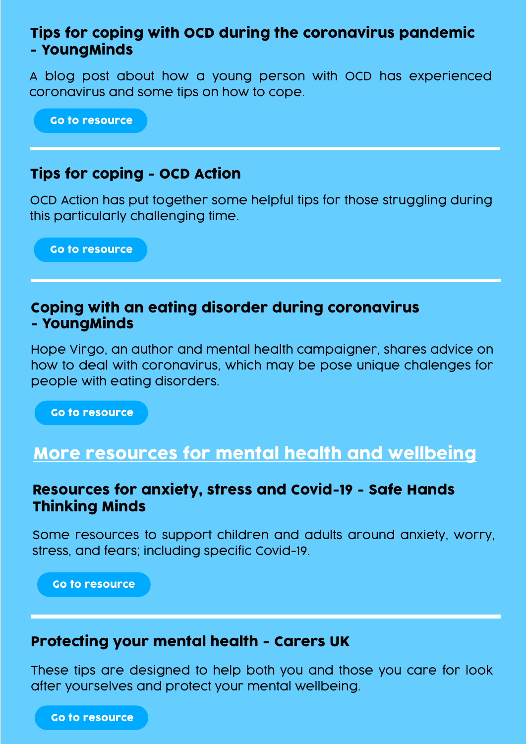### Tips for coping with OCD during the coronavirus pandemic - YoungMinds

A blog post about how a young person with OCD has experienced coronavirus and some tips on how to cope.

Go to resource

---

### Tips for coping - OCD Action

OCD Action has put together some helpful tips for those struggling during this particularly challenging time.

Go to resource

---

### Coping with an eating disorder during coronavirus - YoungMinds

Hope Virgo, an author and mental health campaigner, shares advice on how to deal with coronavirus, which may be pose unique chalenges for people with eating disorders.

Go to resource

## More resources for mental health and wellbeing

### Resources for anxiety, stress and Covid-19 - Safe Hands Thinking Minds

Some resources to support children and adults around anxiety, worry, stress, and fears; including specific Covid-19.

Go to resource

---

### Protecting your mental health - Carers UK

These tips are designed to help both you and those you care for look after yourselves and protect your mental wellbeing.

Go to resource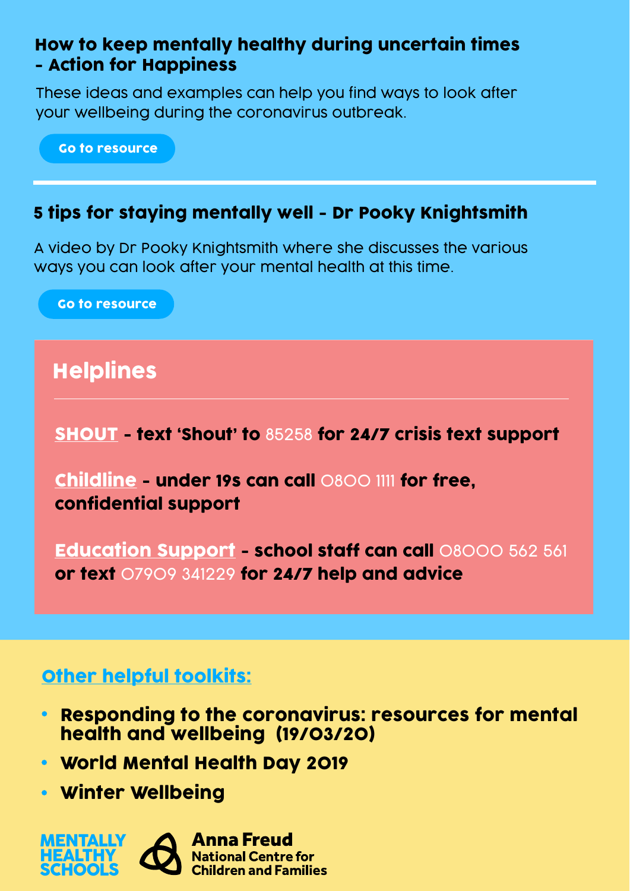### How to keep mentally healthy during uncertain times - Action for Happiness

These ideas and examples can help you find ways to look after your wellbeing during the coronavirus outbreak.

Go to resource

### 5 tips for staying mentally well - Dr Pooky Knightsmith

A video by Dr Pooky Knightsmith where she discusses the various ways you can look after your mental health at this time.

Go to resource

## Helplines

**SHOUT - text 'Shout' to 85258 for 24/7 crisis text support**

**Childline - under 19s can call 0800 1111 for free, confidential support**

**Education Support - school staff can call 08000 562 561 or text 07909 341229 for 24/7 help and advice**

## Other helpful toolkits:

- **Responding to the coronavirus: resources for mental health and wellbeing (19/03/20)**
- **World Mental Health Day 2019**
- **Winter Wellbeing**

MENTALLY HEALTHY SCHOOLS

Anna Freud National Centre for Children and Families